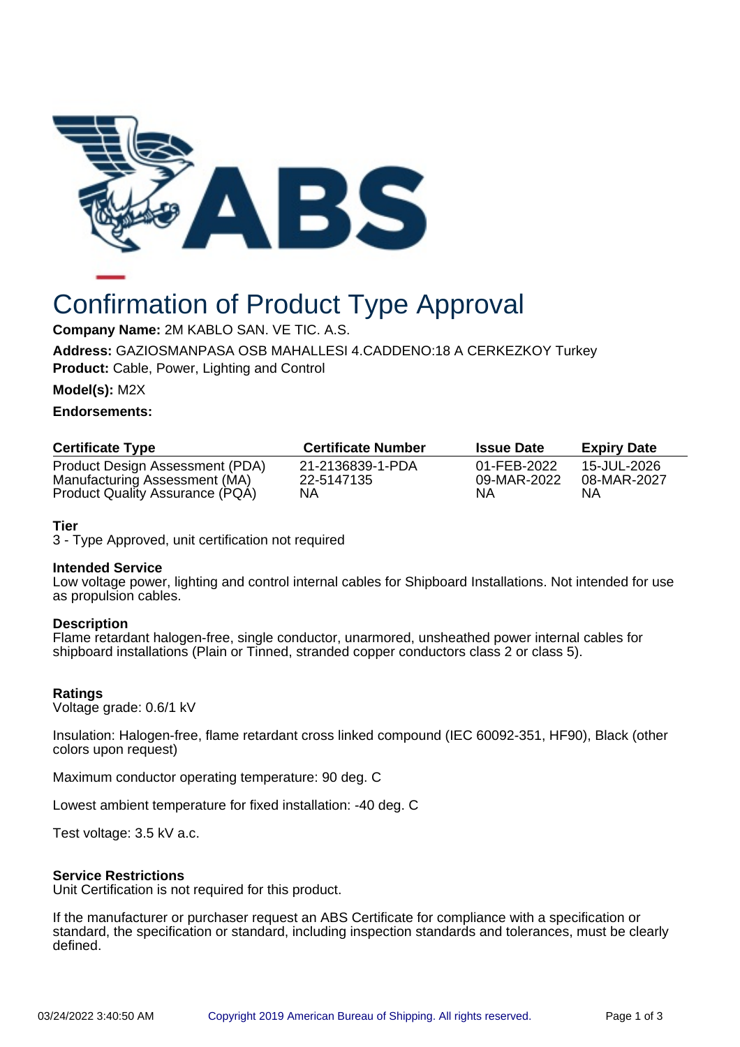# Confirmation of Product Type Approval

**Company Name:** 2M KABLO SAN. VE TIC. A.S.

**Address:** GAZIOSMANPASA OSB MAHALLESI 4.CADDENO:18 A CERKEZKOY Turkey

**Product:** Cable, Power, Lighting and Control

**Model(s):** M2X

**Endorsements:**

| Certificate Type | Certificate Number | Issue Date | Expiry Date |
|---|---|---|---|
| Product Design Assessment (PDA) | 21-2136839-1-PDA | 01-FEB-2022 | 15-JUL-2026 |
| Manufacturing Assessment (MA) | 22-5147135 | 09-MAR-2022 | 08-MAR-2027 |
| Product Quality Assurance (PQA) | NA | NA | NA |

**Tier**
3 - Type Approved, unit certification not required

**Intended Service**
Low voltage power, lighting and control internal cables for Shipboard Installations. Not intended for use as propulsion cables.

**Description**
Flame retardant halogen-free, single conductor, unarmored, unsheathed power internal cables for shipboard installations (Plain or Tinned, stranded copper conductors class 2 or class 5).

**Ratings**
Voltage grade: 0.6/1 kV

Insulation: Halogen-free, flame retardant cross linked compound (IEC 60092-351, HF90), Black (other colors upon request)

Maximum conductor operating temperature: 90 deg. C

Lowest ambient temperature for fixed installation: -40 deg. C

Test voltage: 3.5 kV a.c.

**Service Restrictions**
Unit Certification is not required for this product.

If the manufacturer or purchaser request an ABS Certificate for compliance with a specification or standard, the specification or standard, including inspection standards and tolerances, must be clearly defined.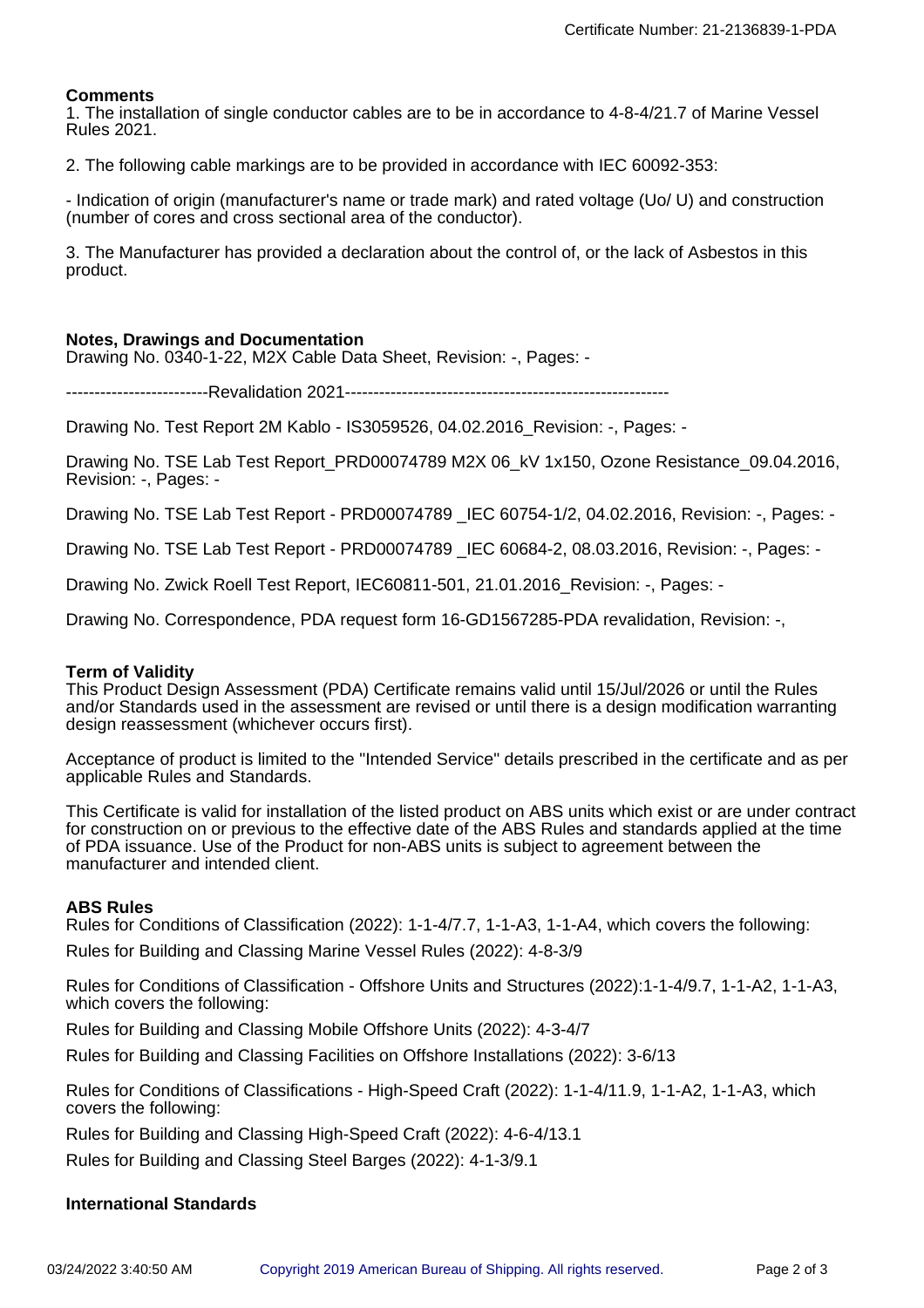## Comments

1. The installation of single conductor cables are to be in accordance to 4-8-4/21.7 of Marine Vessel Rules 2021.

2. The following cable markings are to be provided in accordance with IEC 60092-353:

- Indication of origin (manufacturer's name or trade mark) and rated voltage (Uo/ U) and construction (number of cores and cross sectional area of the conductor).

3. The Manufacturer has provided a declaration about the control of, or the lack of Asbestos in this product.

## Notes, Drawings and Documentation

Drawing No. 0340-1-22, M2X Cable Data Sheet, Revision: -, Pages: -

-------------------------Revalidation 2021--------------------------------------------------------

Drawing No. Test Report 2M Kablo - IS3059526, 04.02.2016_Revision: -, Pages: -

Drawing No. TSE Lab Test Report_PRD00074789 M2X 06_kV 1x150, Ozone Resistance_09.04.2016, Revision: -, Pages: -

Drawing No. TSE Lab Test Report - PRD00074789 _IEC 60754-1/2, 04.02.2016, Revision: -, Pages: -

Drawing No. TSE Lab Test Report - PRD00074789 _IEC 60684-2, 08.03.2016, Revision: -, Pages: -

Drawing No. Zwick Roell Test Report, IEC60811-501, 21.01.2016_Revision: -, Pages: -

Drawing No. Correspondence, PDA request form 16-GD1567285-PDA revalidation, Revision: -,

## Term of Validity

This Product Design Assessment (PDA) Certificate remains valid until 15/Jul/2026 or until the Rules and/or Standards used in the assessment are revised or until there is a design modification warranting design reassessment (whichever occurs first).

Acceptance of product is limited to the "Intended Service" details prescribed in the certificate and as per applicable Rules and Standards.

This Certificate is valid for installation of the listed product on ABS units which exist or are under contract for construction on or previous to the effective date of the ABS Rules and standards applied at the time of PDA issuance. Use of the Product for non-ABS units is subject to agreement between the manufacturer and intended client.

## ABS Rules

Rules for Conditions of Classification (2022): 1-1-4/7.7, 1-1-A3, 1-1-A4, which covers the following:

Rules for Building and Classing Marine Vessel Rules (2022): 4-8-3/9

Rules for Conditions of Classification - Offshore Units and Structures (2022):1-1-4/9.7, 1-1-A2, 1-1-A3, which covers the following:

Rules for Building and Classing Mobile Offshore Units (2022): 4-3-4/7

Rules for Building and Classing Facilities on Offshore Installations (2022): 3-6/13

Rules for Conditions of Classifications - High-Speed Craft (2022): 1-1-4/11.9, 1-1-A2, 1-1-A3, which covers the following:

Rules for Building and Classing High-Speed Craft (2022): 4-6-4/13.1

Rules for Building and Classing Steel Barges (2022): 4-1-3/9.1

## International Standards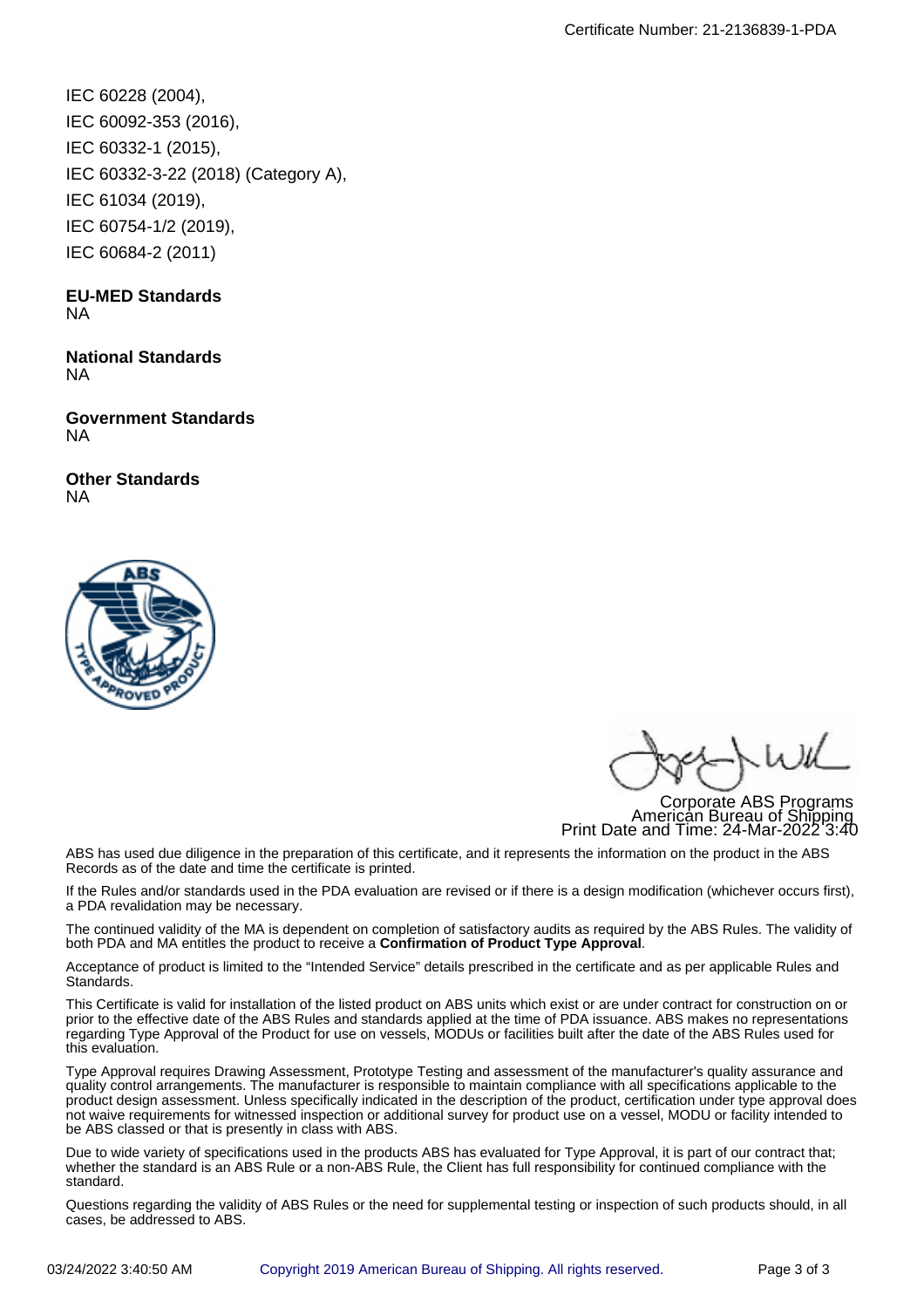IEC 60228 (2004),
IEC 60092-353 (2016),
IEC 60332-1 (2015),
IEC 60332-3-22 (2018) (Category A),
IEC 61034 (2019),
IEC 60754-1/2 (2019),
IEC 60684-2 (2011)

**EU-MED Standards**
NA

**National Standards**
NA

**Government Standards**
NA

**Other Standards**
NA

Corporate ABS Programs
American Bureau of Shipping
Print Date and Time: 24-Mar-2022 3:40

ABS has used due diligence in the preparation of this certificate, and it represents the information on the product in the ABS Records as of the date and time the certificate is printed.

If the Rules and/or standards used in the PDA evaluation are revised or if there is a design modification (whichever occurs first), a PDA revalidation may be necessary.

The continued validity of the MA is dependent on completion of satisfactory audits as required by the ABS Rules. The validity of both PDA and MA entitles the product to receive a **Confirmation of Product Type Approval**.

Acceptance of product is limited to the "Intended Service" details prescribed in the certificate and as per applicable Rules and Standards.

This Certificate is valid for installation of the listed product on ABS units which exist or are under contract for construction on or prior to the effective date of the ABS Rules and standards applied at the time of PDA issuance. ABS makes no representations regarding Type Approval of the Product for use on vessels, MODUs or facilities built after the date of the ABS Rules used for this evaluation.

Type Approval requires Drawing Assessment, Prototype Testing and assessment of the manufacturer's quality assurance and quality control arrangements. The manufacturer is responsible to maintain compliance with all specifications applicable to the product design assessment. Unless specifically indicated in the description of the product, certification under type approval does not waive requirements for witnessed inspection or additional survey for product use on a vessel, MODU or facility intended to be ABS classed or that is presently in class with ABS.

Due to wide variety of specifications used in the products ABS has evaluated for Type Approval, it is part of our contract that; whether the standard is an ABS Rule or a non-ABS Rule, the Client has full responsibility for continued compliance with the standard.

Questions regarding the validity of ABS Rules or the need for supplemental testing or inspection of such products should, in all cases, be addressed to ABS.